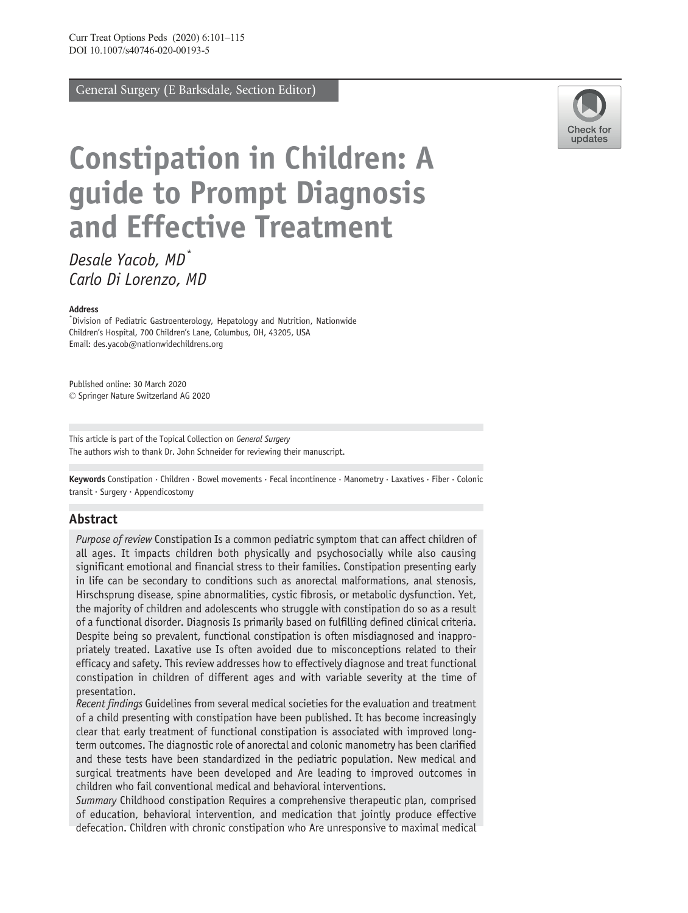General Surgery (E Barksdale, Section Editor)

# Constipation in Children: A guide to Prompt Diagnosis and Effective Treatment

*Desale Yacob, MD*[*]
*Carlo Di Lorenzo, MD*

**Address**
[*]Division of Pediatric Gastroenterology, Hepatology and Nutrition, Nationwide Children's Hospital, 700 Children's Lane, Columbus, OH, 43205, USA
Email: des.yacob@nationwidechildrens.org

Published online: 30 March 2020
© Springer Nature Switzerland AG 2020

This article is part of the Topical Collection on *General Surgery*
The authors wish to thank Dr. John Schneider for reviewing their manuscript.

**Keywords** Constipation · Children · Bowel movements · Fecal incontinence · Manometry · Laxatives · Fiber · Colonic transit · Surgery · Appendicostomy

## Abstract

*Purpose of review* Constipation Is a common pediatric symptom that can affect children of all ages. It impacts children both physically and psychosocially while also causing significant emotional and financial stress to their families. Constipation presenting early in life can be secondary to conditions such as anorectal malformations, anal stenosis, Hirschsprung disease, spine abnormalities, cystic fibrosis, or metabolic dysfunction. Yet, the majority of children and adolescents who struggle with constipation do so as a result of a functional disorder. Diagnosis Is primarily based on fulfilling defined clinical criteria. Despite being so prevalent, functional constipation is often misdiagnosed and inappropriately treated. Laxative use Is often avoided due to misconceptions related to their efficacy and safety. This review addresses how to effectively diagnose and treat functional constipation in children of different ages and with variable severity at the time of presentation.

*Recent findings* Guidelines from several medical societies for the evaluation and treatment of a child presenting with constipation have been published. It has become increasingly clear that early treatment of functional constipation is associated with improved long-term outcomes. The diagnostic role of anorectal and colonic manometry has been clarified and these tests have been standardized in the pediatric population. New medical and surgical treatments have been developed and Are leading to improved outcomes in children who fail conventional medical and behavioral interventions.

*Summary* Childhood constipation Requires a comprehensive therapeutic plan, comprised of education, behavioral intervention, and medication that jointly produce effective defecation. Children with chronic constipation who Are unresponsive to maximal medical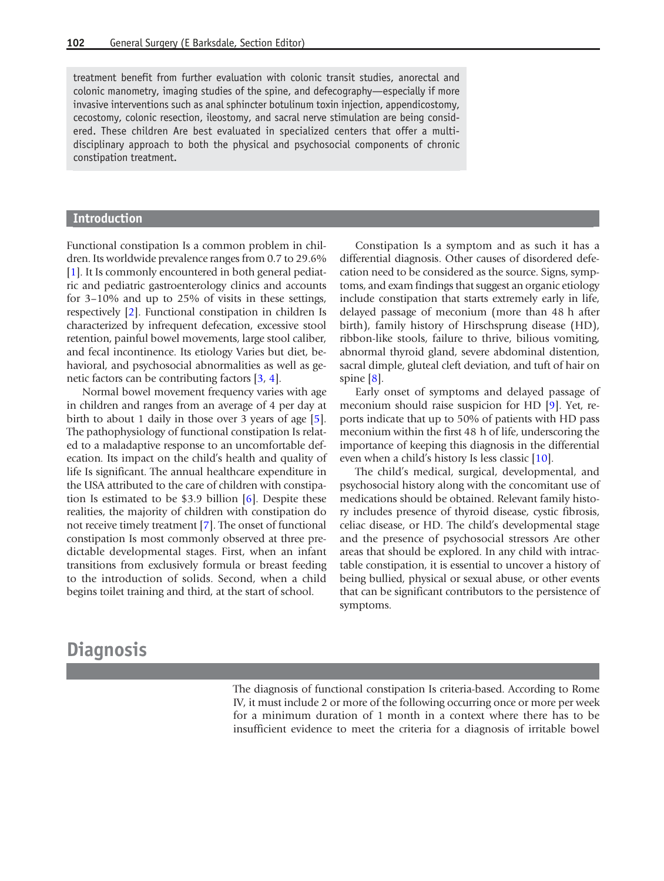treatment benefit from further evaluation with colonic transit studies, anorectal and colonic manometry, imaging studies of the spine, and defecography—especially if more invasive interventions such as anal sphincter botulinum toxin injection, appendicostomy, cecostomy, colonic resection, ileostomy, and sacral nerve stimulation are being considered. These children Are best evaluated in specialized centers that offer a multidisciplinary approach to both the physical and psychosocial components of chronic constipation treatment.

## Introduction

Functional constipation Is a common problem in children. Its worldwide prevalence ranges from 0.7 to 29.6% [1]. It Is commonly encountered in both general pediatric and pediatric gastroenterology clinics and accounts for 3–10% and up to 25% of visits in these settings, respectively [2]. Functional constipation in children Is characterized by infrequent defecation, excessive stool retention, painful bowel movements, large stool caliber, and fecal incontinence. Its etiology Varies but diet, behavioral, and psychosocial abnormalities as well as genetic factors can be contributing factors [3, 4].

Normal bowel movement frequency varies with age in children and ranges from an average of 4 per day at birth to about 1 daily in those over 3 years of age [5]. The pathophysiology of functional constipation Is related to a maladaptive response to an uncomfortable defecation. Its impact on the child's health and quality of life Is significant. The annual healthcare expenditure in the USA attributed to the care of children with constipation Is estimated to be $3.9 billion [6]. Despite these realities, the majority of children with constipation do not receive timely treatment [7]. The onset of functional constipation Is most commonly observed at three predictable developmental stages. First, when an infant transitions from exclusively formula or breast feeding to the introduction of solids. Second, when a child begins toilet training and third, at the start of school.

Constipation Is a symptom and as such it has a differential diagnosis. Other causes of disordered defecation need to be considered as the source. Signs, symptoms, and exam findings that suggest an organic etiology include constipation that starts extremely early in life, delayed passage of meconium (more than 48 h after birth), family history of Hirschsprung disease (HD), ribbon-like stools, failure to thrive, bilious vomiting, abnormal thyroid gland, severe abdominal distention, sacral dimple, gluteal cleft deviation, and tuft of hair on spine [8].

Early onset of symptoms and delayed passage of meconium should raise suspicion for HD [9]. Yet, reports indicate that up to 50% of patients with HD pass meconium within the first 48 h of life, underscoring the importance of keeping this diagnosis in the differential even when a child's history Is less classic [10].

The child's medical, surgical, developmental, and psychosocial history along with the concomitant use of medications should be obtained. Relevant family history includes presence of thyroid disease, cystic fibrosis, celiac disease, or HD. The child's developmental stage and the presence of psychosocial stressors Are other areas that should be explored. In any child with intractable constipation, it is essential to uncover a history of being bullied, physical or sexual abuse, or other events that can be significant contributors to the persistence of symptoms.

# Diagnosis

The diagnosis of functional constipation Is criteria-based. According to Rome IV, it must include 2 or more of the following occurring once or more per week for a minimum duration of 1 month in a context where there has to be insufficient evidence to meet the criteria for a diagnosis of irritable bowel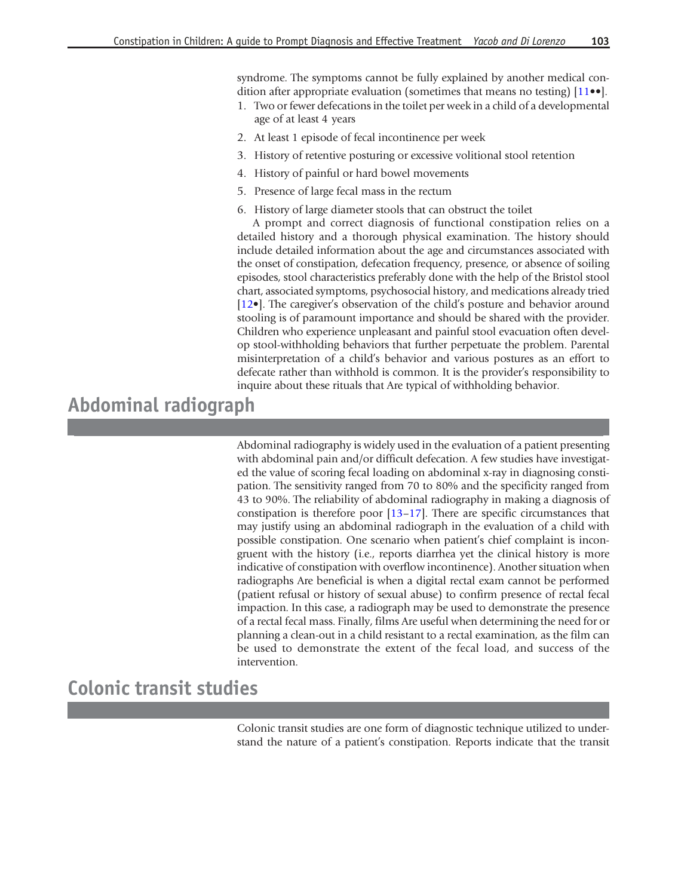syndrome. The symptoms cannot be fully explained by another medical condition after appropriate evaluation (sometimes that means no testing) [11••].

1. Two or fewer defecations in the toilet per week in a child of a developmental age of at least 4 years
2. At least 1 episode of fecal incontinence per week
3. History of retentive posturing or excessive volitional stool retention
4. History of painful or hard bowel movements
5. Presence of large fecal mass in the rectum
6. History of large diameter stools that can obstruct the toilet

A prompt and correct diagnosis of functional constipation relies on a detailed history and a thorough physical examination. The history should include detailed information about the age and circumstances associated with the onset of constipation, defecation frequency, presence, or absence of soiling episodes, stool characteristics preferably done with the help of the Bristol stool chart, associated symptoms, psychosocial history, and medications already tried [12•]. The caregiver's observation of the child's posture and behavior around stooling is of paramount importance and should be shared with the provider. Children who experience unpleasant and painful stool evacuation often develop stool-withholding behaviors that further perpetuate the problem. Parental misinterpretation of a child's behavior and various postures as an effort to defecate rather than withhold is common. It is the provider's responsibility to inquire about these rituals that Are typical of withholding behavior.

## Abdominal radiograph

Abdominal radiography is widely used in the evaluation of a patient presenting with abdominal pain and/or difficult defecation. A few studies have investigated the value of scoring fecal loading on abdominal x-ray in diagnosing constipation. The sensitivity ranged from 70 to 80% and the specificity ranged from 43 to 90%. The reliability of abdominal radiography in making a diagnosis of constipation is therefore poor [13–17]. There are specific circumstances that may justify using an abdominal radiograph in the evaluation of a child with possible constipation. One scenario when patient's chief complaint is incongruent with the history (i.e., reports diarrhea yet the clinical history is more indicative of constipation with overflow incontinence). Another situation when radiographs Are beneficial is when a digital rectal exam cannot be performed (patient refusal or history of sexual abuse) to confirm presence of rectal fecal impaction. In this case, a radiograph may be used to demonstrate the presence of a rectal fecal mass. Finally, films Are useful when determining the need for or planning a clean-out in a child resistant to a rectal examination, as the film can be used to demonstrate the extent of the fecal load, and success of the intervention.

## Colonic transit studies

Colonic transit studies are one form of diagnostic technique utilized to understand the nature of a patient's constipation. Reports indicate that the transit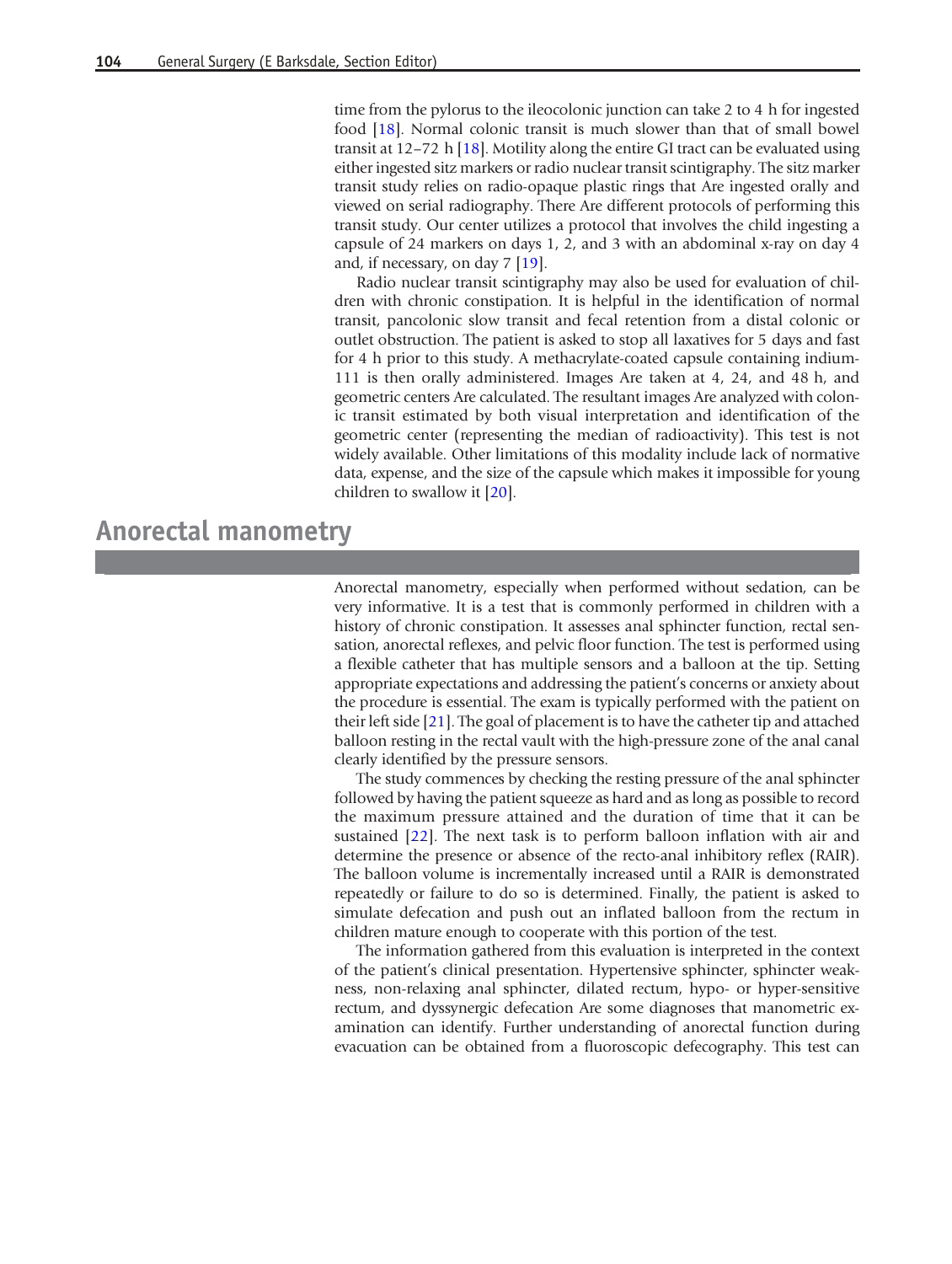time from the pylorus to the ileocolonic junction can take 2 to 4 h for ingested food [18]. Normal colonic transit is much slower than that of small bowel transit at 12–72 h [18]. Motility along the entire GI tract can be evaluated using either ingested sitz markers or radio nuclear transit scintigraphy. The sitz marker transit study relies on radio-opaque plastic rings that Are ingested orally and viewed on serial radiography. There Are different protocols of performing this transit study. Our center utilizes a protocol that involves the child ingesting a capsule of 24 markers on days 1, 2, and 3 with an abdominal x-ray on day 4 and, if necessary, on day 7 [19].

Radio nuclear transit scintigraphy may also be used for evaluation of children with chronic constipation. It is helpful in the identification of normal transit, pancolonic slow transit and fecal retention from a distal colonic or outlet obstruction. The patient is asked to stop all laxatives for 5 days and fast for 4 h prior to this study. A methacrylate-coated capsule containing indium-111 is then orally administered. Images Are taken at 4, 24, and 48 h, and geometric centers Are calculated. The resultant images Are analyzed with colonic transit estimated by both visual interpretation and identification of the geometric center (representing the median of radioactivity). This test is not widely available. Other limitations of this modality include lack of normative data, expense, and the size of the capsule which makes it impossible for young children to swallow it [20].

## Anorectal manometry

Anorectal manometry, especially when performed without sedation, can be very informative. It is a test that is commonly performed in children with a history of chronic constipation. It assesses anal sphincter function, rectal sensation, anorectal reflexes, and pelvic floor function. The test is performed using a flexible catheter that has multiple sensors and a balloon at the tip. Setting appropriate expectations and addressing the patient's concerns or anxiety about the procedure is essential. The exam is typically performed with the patient on their left side [21]. The goal of placement is to have the catheter tip and attached balloon resting in the rectal vault with the high-pressure zone of the anal canal clearly identified by the pressure sensors.

The study commences by checking the resting pressure of the anal sphincter followed by having the patient squeeze as hard and as long as possible to record the maximum pressure attained and the duration of time that it can be sustained [22]. The next task is to perform balloon inflation with air and determine the presence or absence of the recto-anal inhibitory reflex (RAIR). The balloon volume is incrementally increased until a RAIR is demonstrated repeatedly or failure to do so is determined. Finally, the patient is asked to simulate defecation and push out an inflated balloon from the rectum in children mature enough to cooperate with this portion of the test.

The information gathered from this evaluation is interpreted in the context of the patient's clinical presentation. Hypertensive sphincter, sphincter weakness, non-relaxing anal sphincter, dilated rectum, hypo- or hyper-sensitive rectum, and dyssynergic defecation Are some diagnoses that manometric examination can identify. Further understanding of anorectal function during evacuation can be obtained from a fluoroscopic defecography. This test can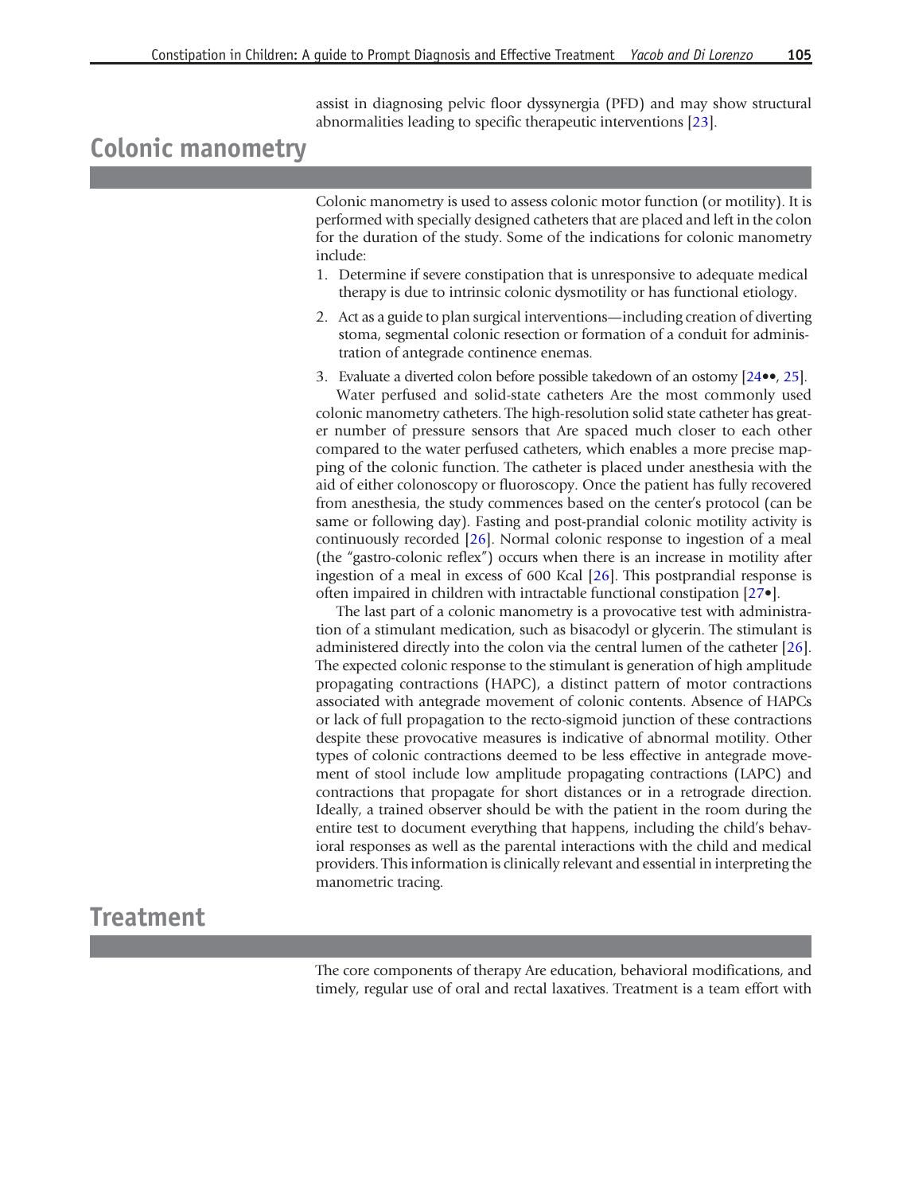assist in diagnosing pelvic floor dyssynergia (PFD) and may show structural abnormalities leading to specific therapeutic interventions [23].

## Colonic manometry

Colonic manometry is used to assess colonic motor function (or motility). It is performed with specially designed catheters that are placed and left in the colon for the duration of the study. Some of the indications for colonic manometry include:

1. Determine if severe constipation that is unresponsive to adequate medical therapy is due to intrinsic colonic dysmotility or has functional etiology.
2. Act as a guide to plan surgical interventions—including creation of diverting stoma, segmental colonic resection or formation of a conduit for administration of antegrade continence enemas.
3. Evaluate a diverted colon before possible takedown of an ostomy [24••, 25].

Water perfused and solid-state catheters Are the most commonly used colonic manometry catheters. The high-resolution solid state catheter has greater number of pressure sensors that Are spaced much closer to each other compared to the water perfused catheters, which enables a more precise mapping of the colonic function. The catheter is placed under anesthesia with the aid of either colonoscopy or fluoroscopy. Once the patient has fully recovered from anesthesia, the study commences based on the center's protocol (can be same or following day). Fasting and post-prandial colonic motility activity is continuously recorded [26]. Normal colonic response to ingestion of a meal (the "gastro-colonic reflex") occurs when there is an increase in motility after ingestion of a meal in excess of 600 Kcal [26]. This postprandial response is often impaired in children with intractable functional constipation [27•].

The last part of a colonic manometry is a provocative test with administration of a stimulant medication, such as bisacodyl or glycerin. The stimulant is administered directly into the colon via the central lumen of the catheter [26]. The expected colonic response to the stimulant is generation of high amplitude propagating contractions (HAPC), a distinct pattern of motor contractions associated with antegrade movement of colonic contents. Absence of HAPCs or lack of full propagation to the recto-sigmoid junction of these contractions despite these provocative measures is indicative of abnormal motility. Other types of colonic contractions deemed to be less effective in antegrade movement of stool include low amplitude propagating contractions (LAPC) and contractions that propagate for short distances or in a retrograde direction. Ideally, a trained observer should be with the patient in the room during the entire test to document everything that happens, including the child's behavioral responses as well as the parental interactions with the child and medical providers. This information is clinically relevant and essential in interpreting the manometric tracing.

## Treatment

The core components of therapy Are education, behavioral modifications, and timely, regular use of oral and rectal laxatives. Treatment is a team effort with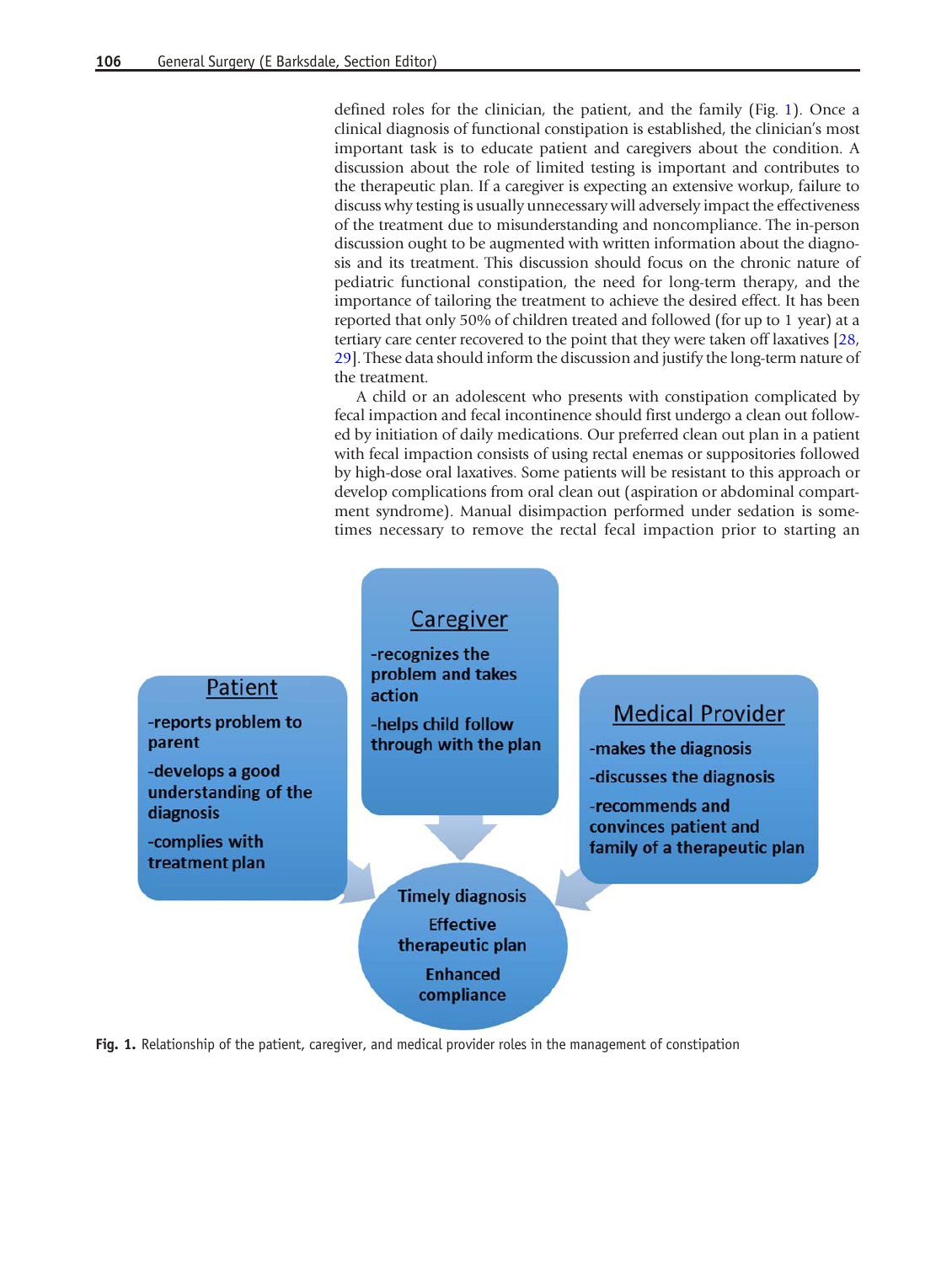defined roles for the clinician, the patient, and the family (Fig. 1). Once a clinical diagnosis of functional constipation is established, the clinician's most important task is to educate patient and caregivers about the condition. A discussion about the role of limited testing is important and contributes to the therapeutic plan. If a caregiver is expecting an extensive workup, failure to discuss why testing is usually unnecessary will adversely impact the effectiveness of the treatment due to misunderstanding and noncompliance. The in-person discussion ought to be augmented with written information about the diagnosis and its treatment. This discussion should focus on the chronic nature of pediatric functional constipation, the need for long-term therapy, and the importance of tailoring the treatment to achieve the desired effect. It has been reported that only 50% of children treated and followed (for up to 1 year) at a tertiary care center recovered to the point that they were taken off laxatives [28, 29]. These data should inform the discussion and justify the long-term nature of the treatment.

A child or an adolescent who presents with constipation complicated by fecal impaction and fecal incontinence should first undergo a clean out followed by initiation of daily medications. Our preferred clean out plan in a patient with fecal impaction consists of using rectal enemas or suppositories followed by high-dose oral laxatives. Some patients will be resistant to this approach or develop complications from oral clean out (aspiration or abdominal compartment syndrome). Manual disimpaction performed under sedation is sometimes necessary to remove the rectal fecal impaction prior to starting an

**Patient**
- -reports problem to parent
- -develops a good understanding of the diagnosis
- -complies with treatment plan

**Caregiver**
- -recognizes the problem and takes action
- -helps child follow through with the plan

**Medical Provider**
- -makes the diagnosis
- -discusses the diagnosis
- -recommends and convinces patient and family of a therapeutic plan

**Timely diagnosis**
**Effective therapeutic plan**
**Enhanced compliance**

**Fig. 1.** Relationship of the patient, caregiver, and medical provider roles in the management of constipation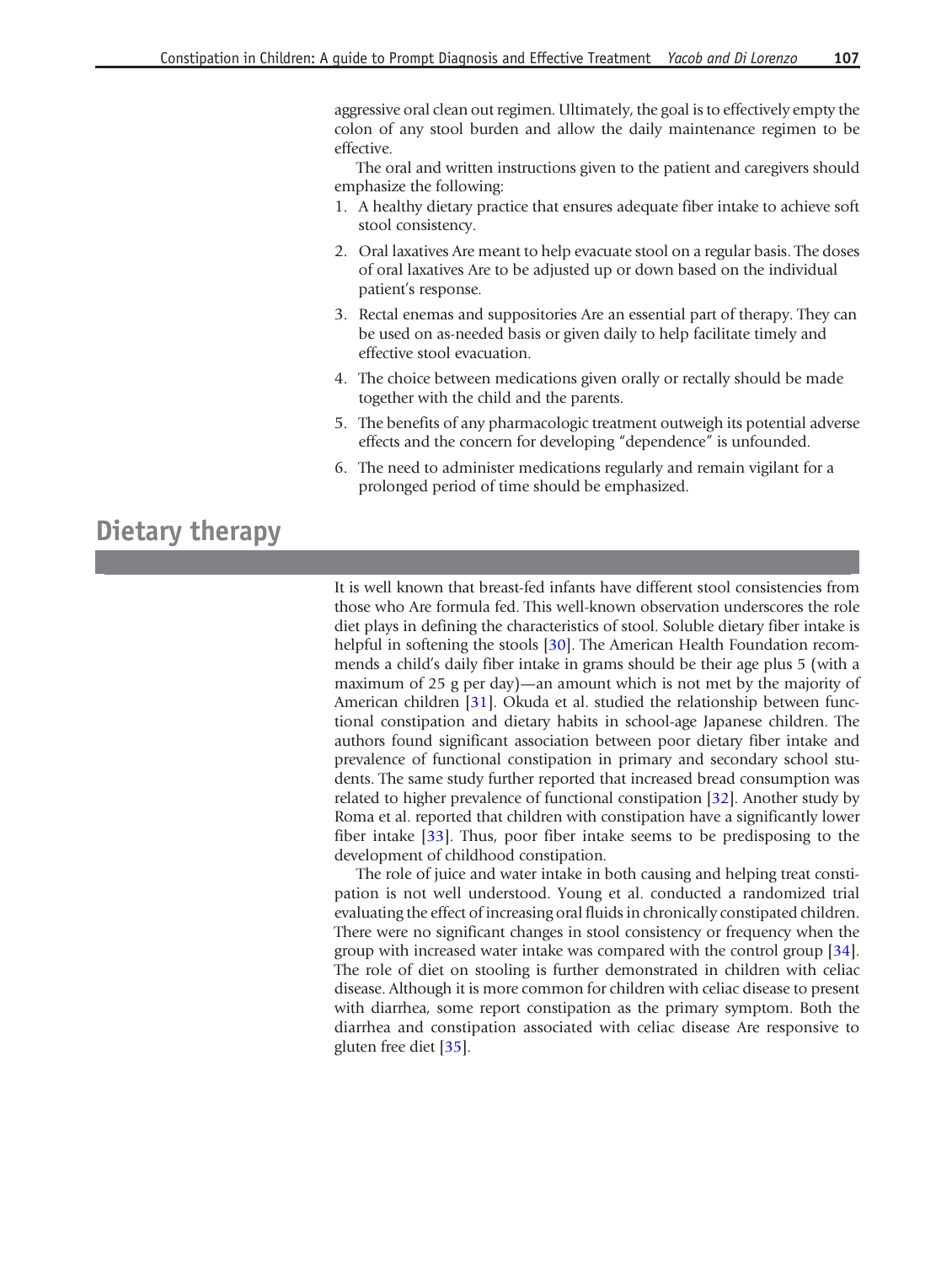aggressive oral clean out regimen. Ultimately, the goal is to effectively empty the colon of any stool burden and allow the daily maintenance regimen to be effective.

The oral and written instructions given to the patient and caregivers should emphasize the following:

1. A healthy dietary practice that ensures adequate fiber intake to achieve soft stool consistency.
2. Oral laxatives Are meant to help evacuate stool on a regular basis. The doses of oral laxatives Are to be adjusted up or down based on the individual patient's response.
3. Rectal enemas and suppositories Are an essential part of therapy. They can be used on as-needed basis or given daily to help facilitate timely and effective stool evacuation.
4. The choice between medications given orally or rectally should be made together with the child and the parents.
5. The benefits of any pharmacologic treatment outweigh its potential adverse effects and the concern for developing "dependence" is unfounded.
6. The need to administer medications regularly and remain vigilant for a prolonged period of time should be emphasized.

## Dietary therapy

It is well known that breast-fed infants have different stool consistencies from those who Are formula fed. This well-known observation underscores the role diet plays in defining the characteristics of stool. Soluble dietary fiber intake is helpful in softening the stools [30]. The American Health Foundation recommends a child's daily fiber intake in grams should be their age plus 5 (with a maximum of 25 g per day)—an amount which is not met by the majority of American children [31]. Okuda et al. studied the relationship between functional constipation and dietary habits in school-age Japanese children. The authors found significant association between poor dietary fiber intake and prevalence of functional constipation in primary and secondary school students. The same study further reported that increased bread consumption was related to higher prevalence of functional constipation [32]. Another study by Roma et al. reported that children with constipation have a significantly lower fiber intake [33]. Thus, poor fiber intake seems to be predisposing to the development of childhood constipation.

The role of juice and water intake in both causing and helping treat constipation is not well understood. Young et al. conducted a randomized trial evaluating the effect of increasing oral fluids in chronically constipated children. There were no significant changes in stool consistency or frequency when the group with increased water intake was compared with the control group [34]. The role of diet on stooling is further demonstrated in children with celiac disease. Although it is more common for children with celiac disease to present with diarrhea, some report constipation as the primary symptom. Both the diarrhea and constipation associated with celiac disease Are responsive to gluten free diet [35].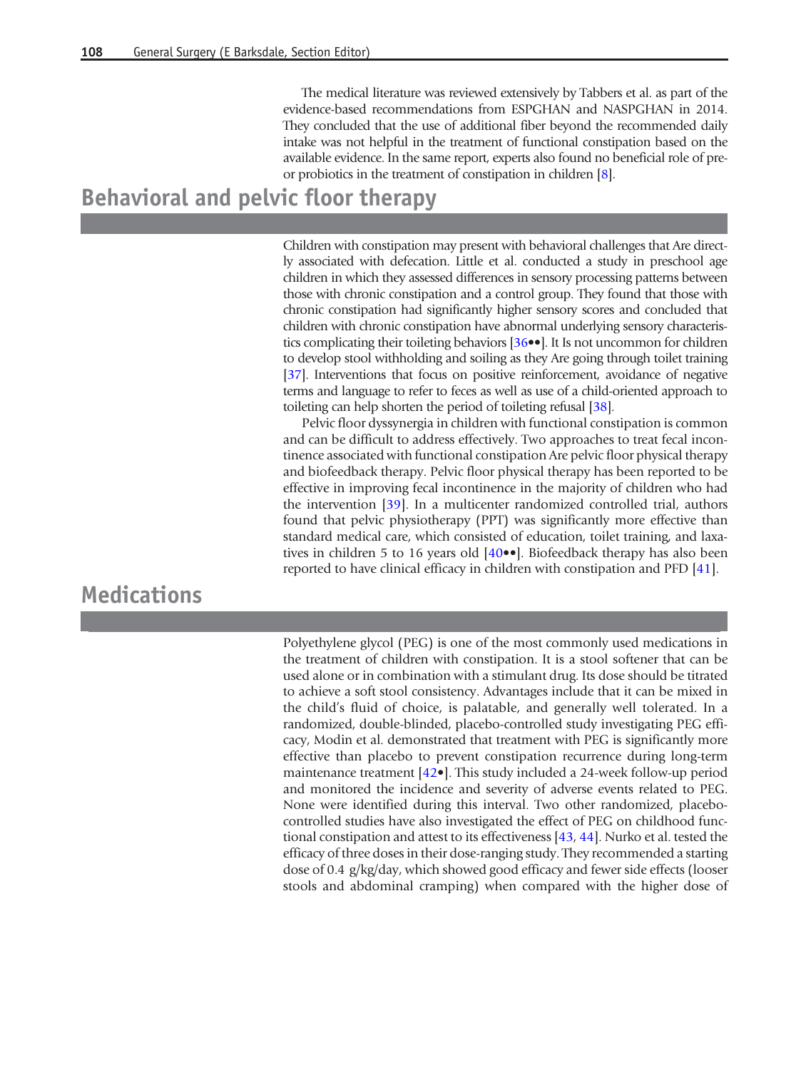The medical literature was reviewed extensively by Tabbers et al. as part of the evidence-based recommendations from ESPGHAN and NASPGHAN in 2014. They concluded that the use of additional fiber beyond the recommended daily intake was not helpful in the treatment of functional constipation based on the available evidence. In the same report, experts also found no beneficial role of pre- or probiotics in the treatment of constipation in children [8].

## Behavioral and pelvic floor therapy

Children with constipation may present with behavioral challenges that Are directly associated with defecation. Little et al. conducted a study in preschool age children in which they assessed differences in sensory processing patterns between those with chronic constipation and a control group. They found that those with chronic constipation had significantly higher sensory scores and concluded that children with chronic constipation have abnormal underlying sensory characteristics complicating their toileting behaviors [36••]. It Is not uncommon for children to develop stool withholding and soiling as they Are going through toilet training [37]. Interventions that focus on positive reinforcement, avoidance of negative terms and language to refer to feces as well as use of a child-oriented approach to toileting can help shorten the period of toileting refusal [38].

Pelvic floor dyssynergia in children with functional constipation is common and can be difficult to address effectively. Two approaches to treat fecal incontinence associated with functional constipation Are pelvic floor physical therapy and biofeedback therapy. Pelvic floor physical therapy has been reported to be effective in improving fecal incontinence in the majority of children who had the intervention [39]. In a multicenter randomized controlled trial, authors found that pelvic physiotherapy (PPT) was significantly more effective than standard medical care, which consisted of education, toilet training, and laxatives in children 5 to 16 years old [40••]. Biofeedback therapy has also been reported to have clinical efficacy in children with constipation and PFD [41].

## Medications

Polyethylene glycol (PEG) is one of the most commonly used medications in the treatment of children with constipation. It is a stool softener that can be used alone or in combination with a stimulant drug. Its dose should be titrated to achieve a soft stool consistency. Advantages include that it can be mixed in the child's fluid of choice, is palatable, and generally well tolerated. In a randomized, double-blinded, placebo-controlled study investigating PEG efficacy, Modin et al. demonstrated that treatment with PEG is significantly more effective than placebo to prevent constipation recurrence during long-term maintenance treatment [42•]. This study included a 24-week follow-up period and monitored the incidence and severity of adverse events related to PEG. None were identified during this interval. Two other randomized, placebo-controlled studies have also investigated the effect of PEG on childhood functional constipation and attest to its effectiveness [43, 44]. Nurko et al. tested the efficacy of three doses in their dose-ranging study. They recommended a starting dose of 0.4 g/kg/day, which showed good efficacy and fewer side effects (looser stools and abdominal cramping) when compared with the higher dose of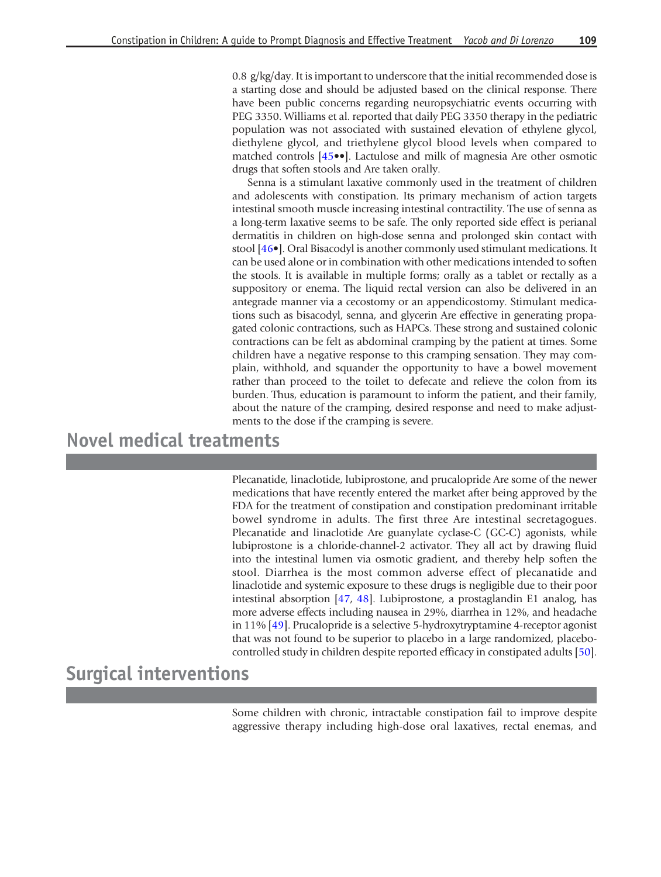0.8 g/kg/day. It is important to underscore that the initial recommended dose is a starting dose and should be adjusted based on the clinical response. There have been public concerns regarding neuropsychiatric events occurring with PEG 3350. Williams et al. reported that daily PEG 3350 therapy in the pediatric population was not associated with sustained elevation of ethylene glycol, diethylene glycol, and triethylene glycol blood levels when compared to matched controls [45••]. Lactulose and milk of magnesia Are other osmotic drugs that soften stools and Are taken orally.

Senna is a stimulant laxative commonly used in the treatment of children and adolescents with constipation. Its primary mechanism of action targets intestinal smooth muscle increasing intestinal contractility. The use of senna as a long-term laxative seems to be safe. The only reported side effect is perianal dermatitis in children on high-dose senna and prolonged skin contact with stool [46•]. Oral Bisacodyl is another commonly used stimulant medications. It can be used alone or in combination with other medications intended to soften the stools. It is available in multiple forms; orally as a tablet or rectally as a suppository or enema. The liquid rectal version can also be delivered in an antegrade manner via a cecostomy or an appendicostomy. Stimulant medications such as bisacodyl, senna, and glycerin Are effective in generating propagated colonic contractions, such as HAPCs. These strong and sustained colonic contractions can be felt as abdominal cramping by the patient at times. Some children have a negative response to this cramping sensation. They may complain, withhold, and squander the opportunity to have a bowel movement rather than proceed to the toilet to defecate and relieve the colon from its burden. Thus, education is paramount to inform the patient, and their family, about the nature of the cramping, desired response and need to make adjustments to the dose if the cramping is severe.

## Novel medical treatments

Plecanatide, linaclotide, lubiprostone, and prucalopride Are some of the newer medications that have recently entered the market after being approved by the FDA for the treatment of constipation and constipation predominant irritable bowel syndrome in adults. The first three Are intestinal secretagogues. Plecanatide and linaclotide Are guanylate cyclase-C (GC-C) agonists, while lubiprostone is a chloride-channel-2 activator. They all act by drawing fluid into the intestinal lumen via osmotic gradient, and thereby help soften the stool. Diarrhea is the most common adverse effect of plecanatide and linaclotide and systemic exposure to these drugs is negligible due to their poor intestinal absorption [47, 48]. Lubiprostone, a prostaglandin E1 analog, has more adverse effects including nausea in 29%, diarrhea in 12%, and headache in 11% [49]. Prucalopride is a selective 5-hydroxytryptamine 4-receptor agonist that was not found to be superior to placebo in a large randomized, placebo-controlled study in children despite reported efficacy in constipated adults [50].

## Surgical interventions

Some children with chronic, intractable constipation fail to improve despite aggressive therapy including high-dose oral laxatives, rectal enemas, and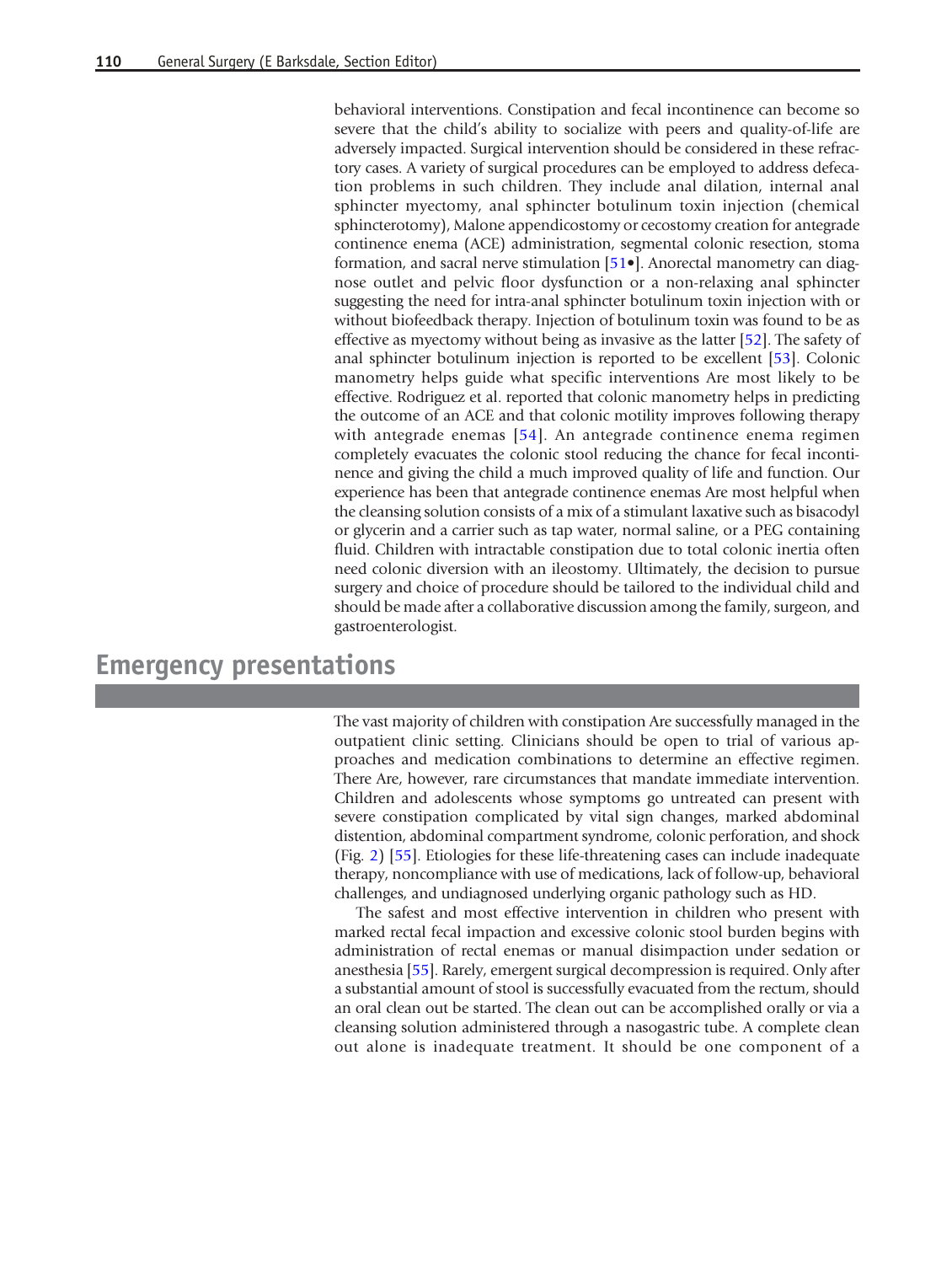behavioral interventions. Constipation and fecal incontinence can become so severe that the child's ability to socialize with peers and quality-of-life are adversely impacted. Surgical intervention should be considered in these refractory cases. A variety of surgical procedures can be employed to address defecation problems in such children. They include anal dilation, internal anal sphincter myectomy, anal sphincter botulinum toxin injection (chemical sphincterotomy), Malone appendicostomy or cecostomy creation for antegrade continence enema (ACE) administration, segmental colonic resection, stoma formation, and sacral nerve stimulation [51•]. Anorectal manometry can diagnose outlet and pelvic floor dysfunction or a non-relaxing anal sphincter suggesting the need for intra-anal sphincter botulinum toxin injection with or without biofeedback therapy. Injection of botulinum toxin was found to be as effective as myectomy without being as invasive as the latter [52]. The safety of anal sphincter botulinum injection is reported to be excellent [53]. Colonic manometry helps guide what specific interventions Are most likely to be effective. Rodriguez et al. reported that colonic manometry helps in predicting the outcome of an ACE and that colonic motility improves following therapy with antegrade enemas [54]. An antegrade continence enema regimen completely evacuates the colonic stool reducing the chance for fecal incontinence and giving the child a much improved quality of life and function. Our experience has been that antegrade continence enemas Are most helpful when the cleansing solution consists of a mix of a stimulant laxative such as bisacodyl or glycerin and a carrier such as tap water, normal saline, or a PEG containing fluid. Children with intractable constipation due to total colonic inertia often need colonic diversion with an ileostomy. Ultimately, the decision to pursue surgery and choice of procedure should be tailored to the individual child and should be made after a collaborative discussion among the family, surgeon, and gastroenterologist.

## Emergency presentations

The vast majority of children with constipation Are successfully managed in the outpatient clinic setting. Clinicians should be open to trial of various approaches and medication combinations to determine an effective regimen. There Are, however, rare circumstances that mandate immediate intervention. Children and adolescents whose symptoms go untreated can present with severe constipation complicated by vital sign changes, marked abdominal distention, abdominal compartment syndrome, colonic perforation, and shock (Fig. 2) [55]. Etiologies for these life-threatening cases can include inadequate therapy, noncompliance with use of medications, lack of follow-up, behavioral challenges, and undiagnosed underlying organic pathology such as HD.

The safest and most effective intervention in children who present with marked rectal fecal impaction and excessive colonic stool burden begins with administration of rectal enemas or manual disimpaction under sedation or anesthesia [55]. Rarely, emergent surgical decompression is required. Only after a substantial amount of stool is successfully evacuated from the rectum, should an oral clean out be started. The clean out can be accomplished orally or via a cleansing solution administered through a nasogastric tube. A complete clean out alone is inadequate treatment. It should be one component of a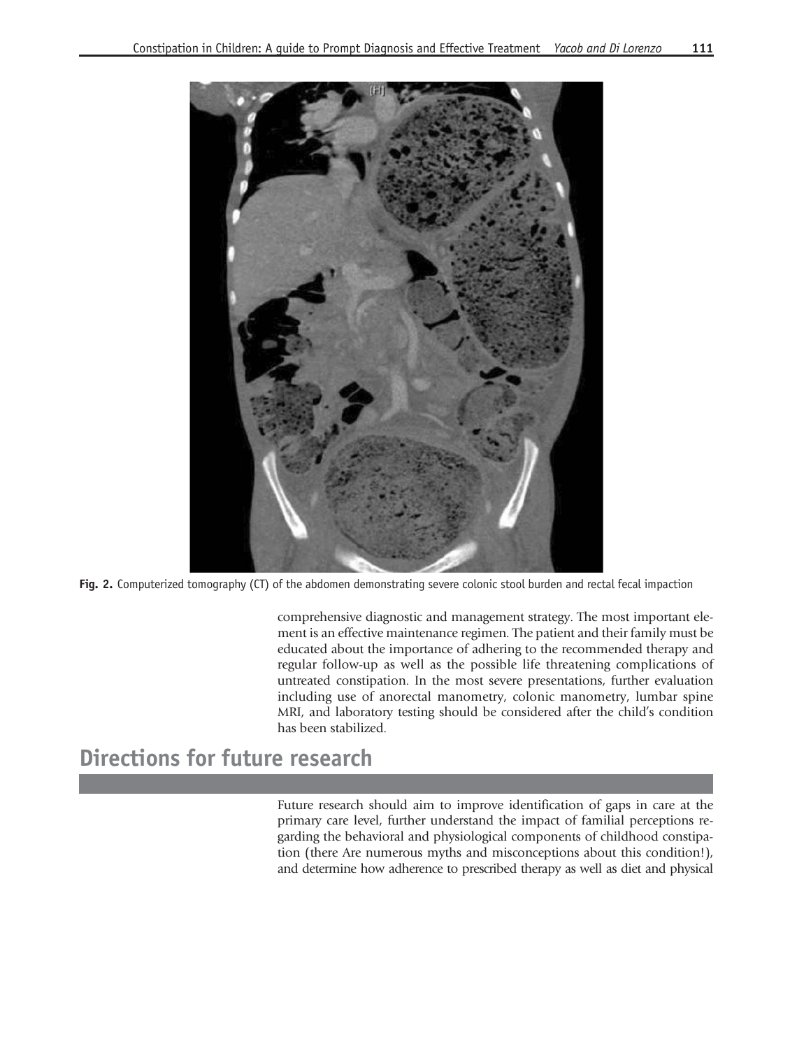Fig. 2. Computerized tomography (CT) of the abdomen demonstrating severe colonic stool burden and rectal fecal impaction

comprehensive diagnostic and management strategy. The most important element is an effective maintenance regimen. The patient and their family must be educated about the importance of adhering to the recommended therapy and regular follow-up as well as the possible life threatening complications of untreated constipation. In the most severe presentations, further evaluation including use of anorectal manometry, colonic manometry, lumbar spine MRI, and laboratory testing should be considered after the child's condition has been stabilized.

## Directions for future research

Future research should aim to improve identification of gaps in care at the primary care level, further understand the impact of familial perceptions regarding the behavioral and physiological components of childhood constipation (there Are numerous myths and misconceptions about this condition!), and determine how adherence to prescribed therapy as well as diet and physical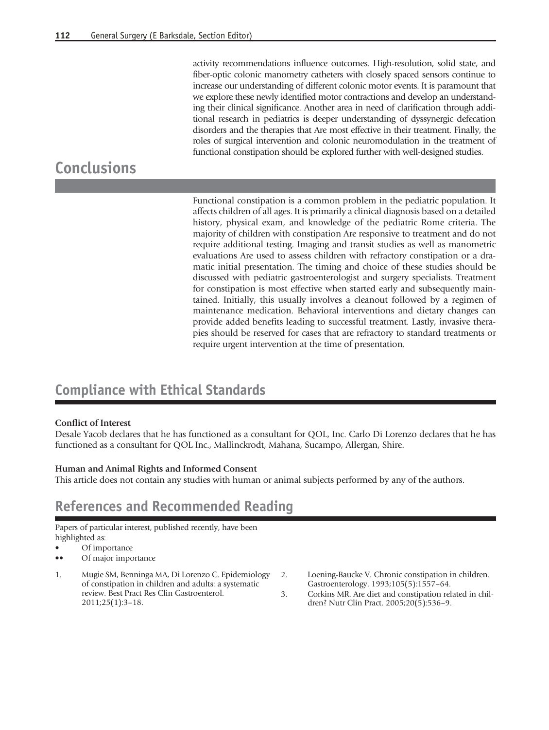activity recommendations influence outcomes. High-resolution, solid state, and fiber-optic colonic manometry catheters with closely spaced sensors continue to increase our understanding of different colonic motor events. It is paramount that we explore these newly identified motor contractions and develop an understanding their clinical significance. Another area in need of clarification through additional research in pediatrics is deeper understanding of dyssynergic defecation disorders and the therapies that Are most effective in their treatment. Finally, the roles of surgical intervention and colonic neuromodulation in the treatment of functional constipation should be explored further with well-designed studies.

## Conclusions

Functional constipation is a common problem in the pediatric population. It affects children of all ages. It is primarily a clinical diagnosis based on a detailed history, physical exam, and knowledge of the pediatric Rome criteria. The majority of children with constipation Are responsive to treatment and do not require additional testing. Imaging and transit studies as well as manometric evaluations Are used to assess children with refractory constipation or a dramatic initial presentation. The timing and choice of these studies should be discussed with pediatric gastroenterologist and surgery specialists. Treatment for constipation is most effective when started early and subsequently maintained. Initially, this usually involves a cleanout followed by a regimen of maintenance medication. Behavioral interventions and dietary changes can provide added benefits leading to successful treatment. Lastly, invasive therapies should be reserved for cases that are refractory to standard treatments or require urgent intervention at the time of presentation.

## Compliance with Ethical Standards

**Conflict of Interest**

Desale Yacob declares that he has functioned as a consultant for QOL, Inc. Carlo Di Lorenzo declares that he has functioned as a consultant for QOL Inc., Mallinckrodt, Mahana, Sucampo, Allergan, Shire.

**Human and Animal Rights and Informed Consent**

This article does not contain any studies with human or animal subjects performed by any of the authors.

## References and Recommended Reading

Papers of particular interest, published recently, have been highlighted as:

- • Of importance
- •• Of major importance

1. Mugie SM, Benninga MA, Di Lorenzo C. Epidemiology of constipation in children and adults: a systematic review. Best Pract Res Clin Gastroenterol. 2011;25(1):3–18.
2. Loening-Baucke V. Chronic constipation in children. Gastroenterology. 1993;105(5):1557–64.
3. Corkins MR. Are diet and constipation related in children? Nutr Clin Pract. 2005;20(5):536–9.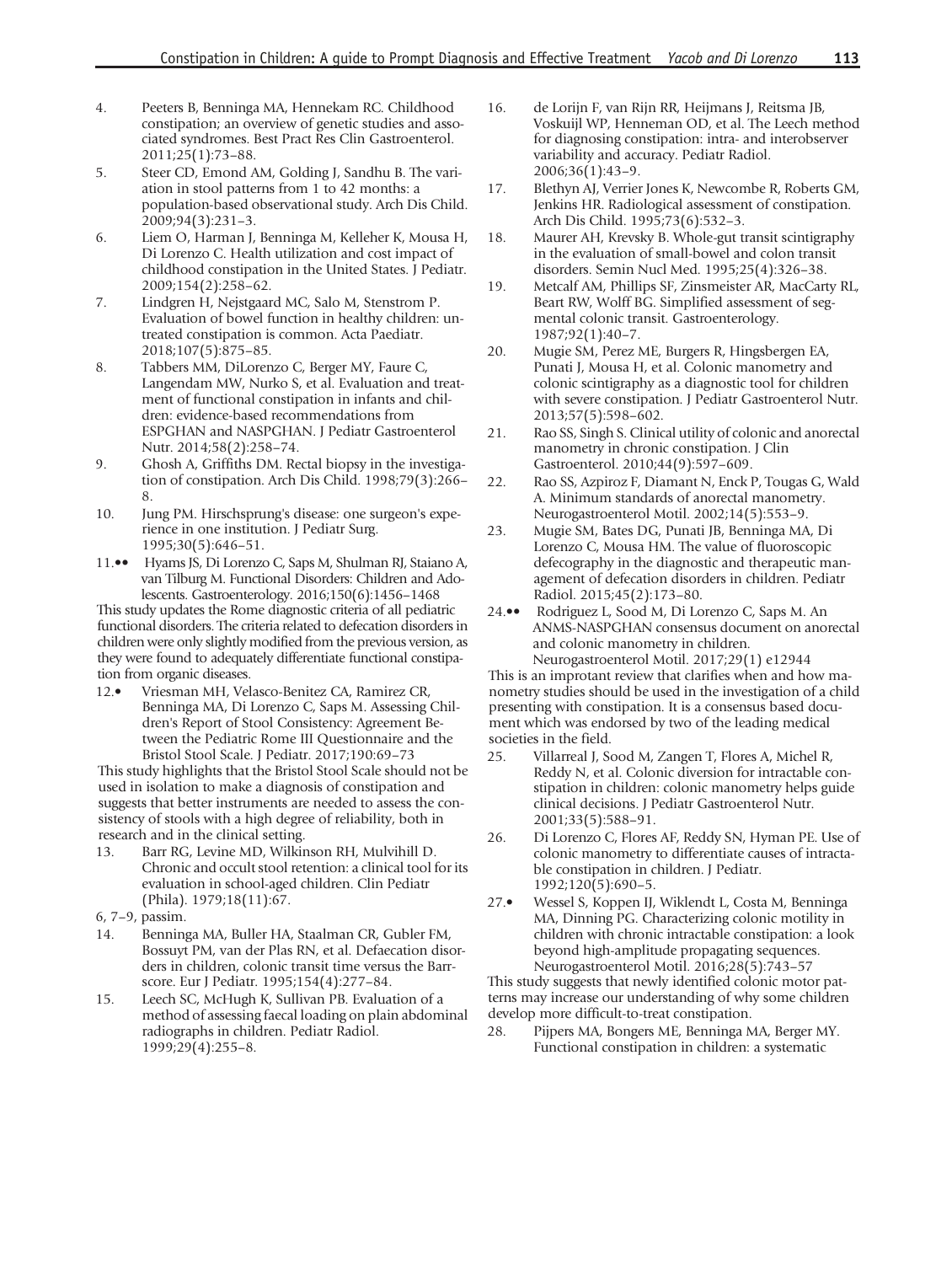4. Peeters B, Benninga MA, Hennekam RC. Childhood constipation; an overview of genetic studies and associated syndromes. Best Pract Res Clin Gastroenterol. 2011;25(1):73–88.
5. Steer CD, Emond AM, Golding J, Sandhu B. The variation in stool patterns from 1 to 42 months: a population-based observational study. Arch Dis Child. 2009;94(3):231–3.
6. Liem O, Harman J, Benninga M, Kelleher K, Mousa H, Di Lorenzo C. Health utilization and cost impact of childhood constipation in the United States. J Pediatr. 2009;154(2):258–62.
7. Lindgren H, Nejstgaard MC, Salo M, Stenstrom P. Evaluation of bowel function in healthy children: untreated constipation is common. Acta Paediatr. 2018;107(5):875–85.
8. Tabbers MM, DiLorenzo C, Berger MY, Faure C, Langendam MW, Nurko S, et al. Evaluation and treatment of functional constipation in infants and children: evidence-based recommendations from ESPGHAN and NASPGHAN. J Pediatr Gastroenterol Nutr. 2014;58(2):258–74.
9. Ghosh A, Griffiths DM. Rectal biopsy in the investigation of constipation. Arch Dis Child. 1998;79(3):266–8.
10. Jung PM. Hirschsprung's disease: one surgeon's experience in one institution. J Pediatr Surg. 1995;30(5):646–51.
11.•• Hyams JS, Di Lorenzo C, Saps M, Shulman RJ, Staiano A, van Tilburg M. Functional Disorders: Children and Adolescents. Gastroenterology. 2016;150(6):1456–1468

This study updates the Rome diagnostic criteria of all pediatric functional disorders. The criteria related to defecation disorders in children were only slightly modified from the previous version, as they were found to adequately differentiate functional constipation from organic diseases.

12.• Vriesman MH, Velasco-Benitez CA, Ramirez CR, Benninga MA, Di Lorenzo C, Saps M. Assessing Children's Report of Stool Consistency: Agreement Between the Pediatric Rome III Questionnaire and the Bristol Stool Scale. J Pediatr. 2017;190:69–73

This study highlights that the Bristol Stool Scale should not be used in isolation to make a diagnosis of constipation and suggests that better instruments are needed to assess the consistency of stools with a high degree of reliability, both in research and in the clinical setting.

13. Barr RG, Levine MD, Wilkinson RH, Mulvihill D. Chronic and occult stool retention: a clinical tool for its evaluation in school-aged children. Clin Pediatr (Phila). 1979;18(11):67.

6, 7–9, passim.

14. Benninga MA, Buller HA, Staalman CR, Gubler FM, Bossuyt PM, van der Plas RN, et al. Defaecation disorders in children, colonic transit time versus the Barr-score. Eur J Pediatr. 1995;154(4):277–84.
15. Leech SC, McHugh K, Sullivan PB. Evaluation of a method of assessing faecal loading on plain abdominal radiographs in children. Pediatr Radiol. 1999;29(4):255–8.
16. de Lorijn F, van Rijn RR, Heijmans J, Reitsma JB, Voskuijl WP, Henneman OD, et al. The Leech method for diagnosing constipation: intra- and interobserver variability and accuracy. Pediatr Radiol. 2006;36(1):43–9.
17. Blethyn AJ, Verrier Jones K, Newcombe R, Roberts GM, Jenkins HR. Radiological assessment of constipation. Arch Dis Child. 1995;73(6):532–3.
18. Maurer AH, Krevsky B. Whole-gut transit scintigraphy in the evaluation of small-bowel and colon transit disorders. Semin Nucl Med. 1995;25(4):326–38.
19. Metcalf AM, Phillips SF, Zinsmeister AR, MacCarty RL, Beart RW, Wolff BG. Simplified assessment of segmental colonic transit. Gastroenterology. 1987;92(1):40–7.
20. Mugie SM, Perez ME, Burgers R, Hingsbergen EA, Punati J, Mousa H, et al. Colonic manometry and colonic scintigraphy as a diagnostic tool for children with severe constipation. J Pediatr Gastroenterol Nutr. 2013;57(5):598–602.
21. Rao SS, Singh S. Clinical utility of colonic and anorectal manometry in chronic constipation. J Clin Gastroenterol. 2010;44(9):597–609.
22. Rao SS, Azpiroz F, Diamant N, Enck P, Tougas G, Wald A. Minimum standards of anorectal manometry. Neurogastroenterol Motil. 2002;14(5):553–9.
23. Mugie SM, Bates DG, Punati JB, Benninga MA, Di Lorenzo C, Mousa HM. The value of fluoroscopic defecography in the diagnostic and therapeutic management of defecation disorders in children. Pediatr Radiol. 2015;45(2):173–80.
24.•• Rodriguez L, Sood M, Di Lorenzo C, Saps M. An ANMS-NASPGHAN consensus document on anorectal and colonic manometry in children. Neurogastroenterol Motil. 2017;29(1) e12944

This is an improtant review that clarifies when and how manometry studies should be used in the investigation of a child presenting with constipation. It is a consensus based document which was endorsed by two of the leading medical societies in the field.

25. Villarreal J, Sood M, Zangen T, Flores A, Michel R, Reddy N, et al. Colonic diversion for intractable constipation in children: colonic manometry helps guide clinical decisions. J Pediatr Gastroenterol Nutr. 2001;33(5):588–91.
26. Di Lorenzo C, Flores AF, Reddy SN, Hyman PE. Use of colonic manometry to differentiate causes of intractable constipation in children. J Pediatr. 1992;120(5):690–5.
27.• Wessel S, Koppen IJ, Wiklendt L, Costa M, Benninga MA, Dinning PG. Characterizing colonic motility in children with chronic intractable constipation: a look beyond high-amplitude propagating sequences. Neurogastroenterol Motil. 2016;28(5):743–57

This study suggests that newly identified colonic motor patterns may increase our understanding of why some children develop more difficult-to-treat constipation.

28. Pijpers MA, Bongers ME, Benninga MA, Berger MY. Functional constipation in children: a systematic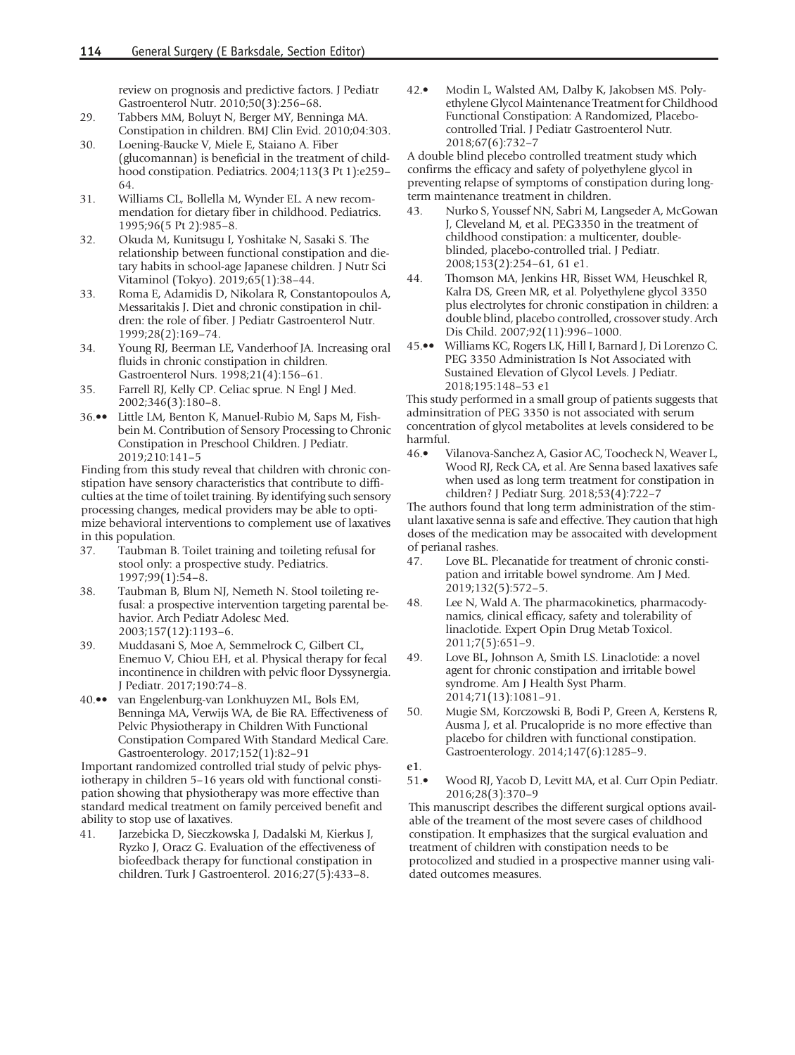review on prognosis and predictive factors. J Pediatr Gastroenterol Nutr. 2010;50(3):256–68.

29. Tabbers MM, Boluyt N, Berger MY, Benninga MA. Constipation in children. BMJ Clin Evid. 2010;04:303.
30. Loening-Baucke V, Miele E, Staiano A. Fiber (glucomannan) is beneficial in the treatment of childhood constipation. Pediatrics. 2004;113(3 Pt 1):e259–64.
31. Williams CL, Bollella M, Wynder EL. A new recommendation for dietary fiber in childhood. Pediatrics. 1995;96(5 Pt 2):985–8.
32. Okuda M, Kunitsugu I, Yoshitake N, Sasaki S. The relationship between functional constipation and dietary habits in school-age Japanese children. J Nutr Sci Vitaminol (Tokyo). 2019;65(1):38–44.
33. Roma E, Adamidis D, Nikolara R, Constantopoulos A, Messaritakis J. Diet and chronic constipation in children: the role of fiber. J Pediatr Gastroenterol Nutr. 1999;28(2):169–74.
34. Young RJ, Beerman LE, Vanderhoof JA. Increasing oral fluids in chronic constipation in children. Gastroenterol Nurs. 1998;21(4):156–61.
35. Farrell RJ, Kelly CP. Celiac sprue. N Engl J Med. 2002;346(3):180–8.
36.•• Little LM, Benton K, Manuel-Rubio M, Saps M, Fishbein M. Contribution of Sensory Processing to Chronic Constipation in Preschool Children. J Pediatr. 2019;210:141–5

Finding from this study reveal that children with chronic constipation have sensory characteristics that contribute to difficulties at the time of toilet training. By identifying such sensory processing changes, medical providers may be able to optimize behavioral interventions to complement use of laxatives in this population.

37. Taubman B. Toilet training and toileting refusal for stool only: a prospective study. Pediatrics. 1997;99(1):54–8.
38. Taubman B, Blum NJ, Nemeth N. Stool toileting refusal: a prospective intervention targeting parental behavior. Arch Pediatr Adolesc Med. 2003;157(12):1193–6.
39. Muddasani S, Moe A, Semmelrock C, Gilbert CL, Enemuo V, Chiou EH, et al. Physical therapy for fecal incontinence in children with pelvic floor Dyssynergia. J Pediatr. 2017;190:74–8.
40.•• van Engelenburg-van Lonkhuyzen ML, Bols EM, Benninga MA, Verwijs WA, de Bie RA. Effectiveness of Pelvic Physiotherapy in Children With Functional Constipation Compared With Standard Medical Care. Gastroenterology. 2017;152(1):82–91

Important randomized controlled trial study of pelvic physiotherapy in children 5–16 years old with functional constipation showing that physiotherapy was more effective than standard medical treatment on family perceived benefit and ability to stop use of laxatives.

41. Jarzebicka D, Sieczkowska J, Dadalski M, Kierkus J, Ryzko J, Oracz G. Evaluation of the effectiveness of biofeedback therapy for functional constipation in children. Turk J Gastroenterol. 2016;27(5):433–8.
42.• Modin L, Walsted AM, Dalby K, Jakobsen MS. Polyethylene Glycol Maintenance Treatment for Childhood Functional Constipation: A Randomized, Placebo-controlled Trial. J Pediatr Gastroenterol Nutr. 2018;67(6):732–7

A double blind plecebo controlled treatment study which confirms the efficacy and safety of polyethylene glycol in preventing relapse of symptoms of constipation during long-term maintenance treatment in children.

43. Nurko S, Youssef NN, Sabri M, Langseder A, McGowan J, Cleveland M, et al. PEG3350 in the treatment of childhood constipation: a multicenter, double-blinded, placebo-controlled trial. J Pediatr. 2008;153(2):254–61, 61 e1.
44. Thomson MA, Jenkins HR, Bisset WM, Heuschkel R, Kalra DS, Green MR, et al. Polyethylene glycol 3350 plus electrolytes for chronic constipation in children: a double blind, placebo controlled, crossover study. Arch Dis Child. 2007;92(11):996–1000.
45.•• Williams KC, Rogers LK, Hill I, Barnard J, Di Lorenzo C. PEG 3350 Administration Is Not Associated with Sustained Elevation of Glycol Levels. J Pediatr. 2018;195:148–53 e1

This study performed in a small group of patients suggests that adminsitration of PEG 3350 is not associated with serum concentration of glycol metabolites at levels considered to be harmful.

46.• Vilanova-Sanchez A, Gasior AC, Toocheck N, Weaver L, Wood RJ, Reck CA, et al. Are Senna based laxatives safe when used as long term treatment for constipation in children? J Pediatr Surg. 2018;53(4):722–7

The authors found that long term administration of the stimulant laxative senna is safe and effective. They caution that high doses of the medication may be assocaited with development of perianal rashes.

47. Love BL. Plecanatide for treatment of chronic constipation and irritable bowel syndrome. Am J Med. 2019;132(5):572–5.
48. Lee N, Wald A. The pharmacokinetics, pharmacodynamics, clinical efficacy, safety and tolerability of linaclotide. Expert Opin Drug Metab Toxicol. 2011;7(5):651–9.
49. Love BL, Johnson A, Smith LS. Linaclotide: a novel agent for chronic constipation and irritable bowel syndrome. Am J Health Syst Pharm. 2014;71(13):1081–91.
50. Mugie SM, Korczowski B, Bodi P, Green A, Kerstens R, Ausma J, et al. Prucalopride is no more effective than placebo for children with functional constipation. Gastroenterology. 2014;147(6):1285–9.

**e1**.

51.• Wood RJ, Yacob D, Levitt MA, et al. Curr Opin Pediatr. 2016;28(3):370–9

This manuscript describes the different surgical options available of the treament of the most severe cases of childhood constipation. It emphasizes that the surgical evaluation and treatment of children with constipation needs to be protocolized and studied in a prospective manner using validated outcomes measures.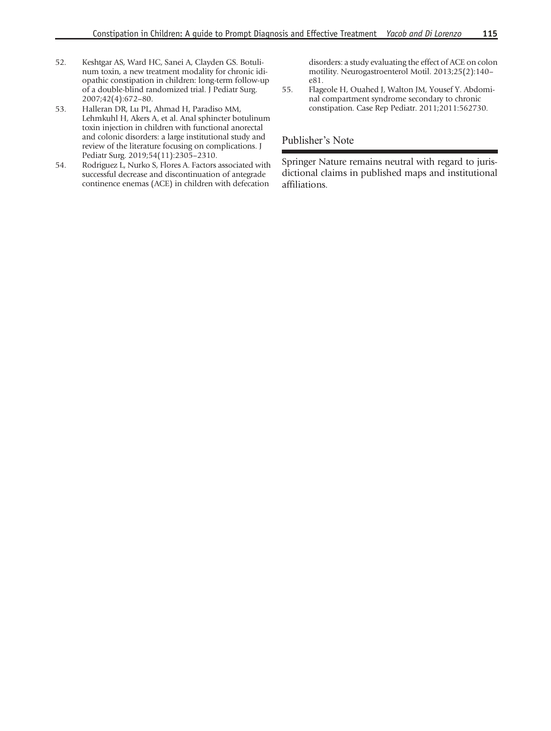52. Keshtgar AS, Ward HC, Sanei A, Clayden GS. Botulinum toxin, a new treatment modality for chronic idiopathic constipation in children: long-term follow-up of a double-blind randomized trial. J Pediatr Surg. 2007;42(4):672–80.
53. Halleran DR, Lu PL, Ahmad H, Paradiso MM, Lehmkuhl H, Akers A, et al. Anal sphincter botulinum toxin injection in children with functional anorectal and colonic disorders: a large institutional study and review of the literature focusing on complications. J Pediatr Surg. 2019;54(11):2305–2310.
54. Rodriguez L, Nurko S, Flores A. Factors associated with successful decrease and discontinuation of antegrade continence enemas (ACE) in children with defecation disorders: a study evaluating the effect of ACE on colon motility. Neurogastroenterol Motil. 2013;25(2):140–e81.
55. Flageole H, Ouahed J, Walton JM, Yousef Y. Abdominal compartment syndrome secondary to chronic constipation. Case Rep Pediatr. 2011;2011:562730.

## Publisher's Note

Springer Nature remains neutral with regard to jurisdictional claims in published maps and institutional affiliations.